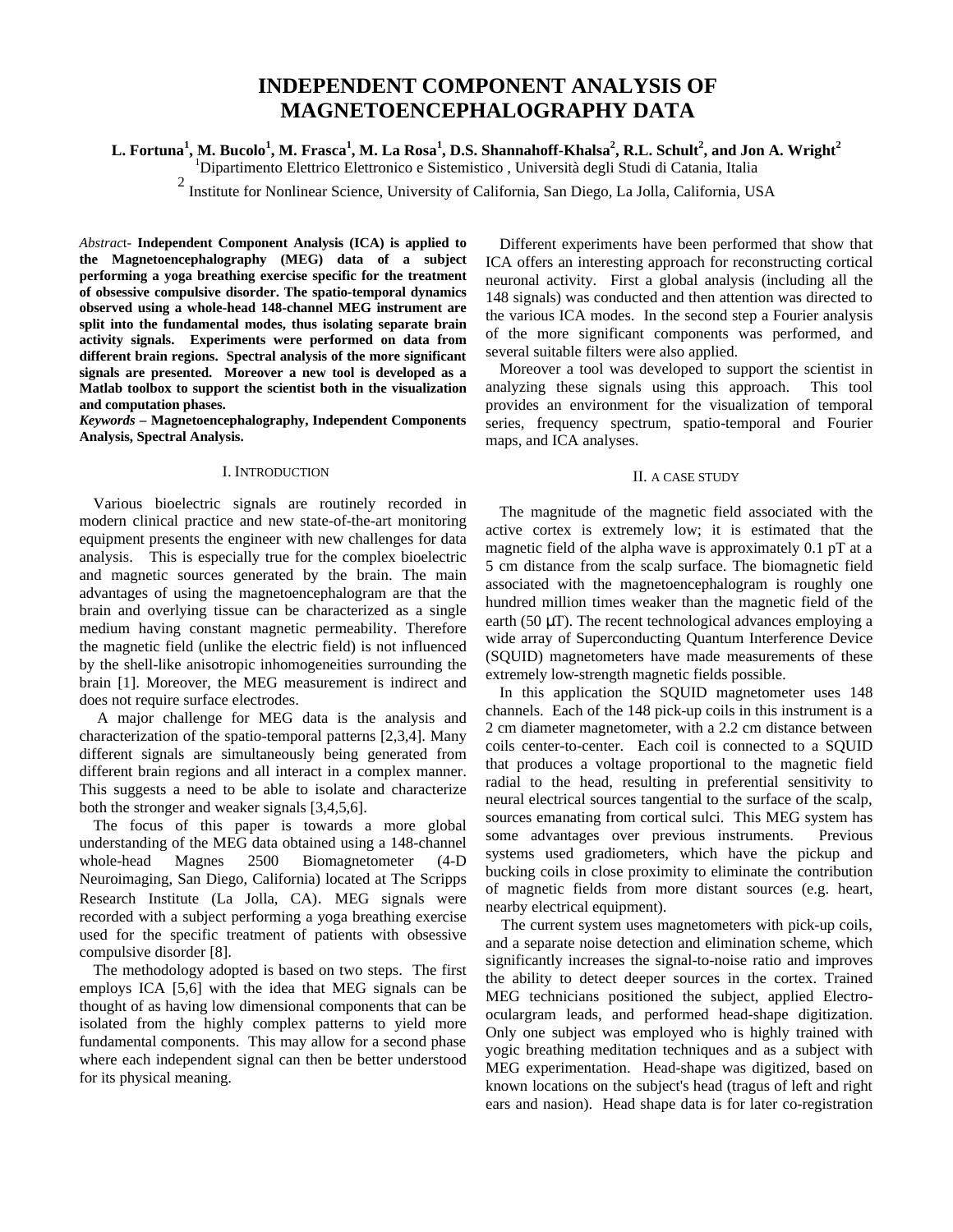# INDEPENDENT COMPONENT ANALYSIS OF MAGNETOENCEPHALOGRAPHY DATA

**L. Fortuna[1], M. Bucolo[1], M. Frasca[1], M. La Rosa[1], D.S. Shannahoff-Khalsa[2], R.L. Schult[2], and Jon A. Wright[2]**

[1]Dipartimento Elettrico Elettronico e Sistemistico , Università degli Studi di Catania, Italia

[2] Institute for Nonlinear Science, University of California, San Diego, La Jolla, California, USA

*Abstract*- **Independent Component Analysis (ICA) is applied to the Magnetoencephalography (MEG) data of a subject performing a yoga breathing exercise specific for the treatment of obsessive compulsive disorder. The spatio-temporal dynamics observed using a whole-head 148-channel MEG instrument are split into the fundamental modes, thus isolating separate brain activity signals. Experiments were performed on data from different brain regions. Spectral analysis of the more significant signals are presented. Moreover a new tool is developed as a Matlab toolbox to support the scientist both in the visualization and computation phases.**

*Keywords* **– Magnetoencephalography, Independent Components Analysis, Spectral Analysis.**

## I. INTRODUCTION

Various bioelectric signals are routinely recorded in modern clinical practice and new state-of-the-art monitoring equipment presents the engineer with new challenges for data analysis. This is especially true for the complex bioelectric and magnetic sources generated by the brain. The main advantages of using the magnetoencephalogram are that the brain and overlying tissue can be characterized as a single medium having constant magnetic permeability. Therefore the magnetic field (unlike the electric field) is not influenced by the shell-like anisotropic inhomogeneities surrounding the brain [1]. Moreover, the MEG measurement is indirect and does not require surface electrodes.

A major challenge for MEG data is the analysis and characterization of the spatio-temporal patterns [2,3,4]. Many different signals are simultaneously being generated from different brain regions and all interact in a complex manner. This suggests a need to be able to isolate and characterize both the stronger and weaker signals [3,4,5,6].

The focus of this paper is towards a more global understanding of the MEG data obtained using a 148-channel whole-head Magnes 2500 Biomagnetometer (4-D Neuroimaging, San Diego, California) located at The Scripps Research Institute (La Jolla, CA). MEG signals were recorded with a subject performing a yoga breathing exercise used for the specific treatment of patients with obsessive compulsive disorder [8].

The methodology adopted is based on two steps. The first employs ICA [5,6] with the idea that MEG signals can be thought of as having low dimensional components that can be isolated from the highly complex patterns to yield more fundamental components. This may allow for a second phase where each independent signal can then be better understood for its physical meaning.

Different experiments have been performed that show that ICA offers an interesting approach for reconstructing cortical neuronal activity. First a global analysis (including all the 148 signals) was conducted and then attention was directed to the various ICA modes. In the second step a Fourier analysis of the more significant components was performed, and several suitable filters were also applied.

Moreover a tool was developed to support the scientist in analyzing these signals using this approach. This tool provides an environment for the visualization of temporal series, frequency spectrum, spatio-temporal and Fourier maps, and ICA analyses.

## II. A CASE STUDY

The magnitude of the magnetic field associated with the active cortex is extremely low; it is estimated that the magnetic field of the alpha wave is approximately 0.1 pT at a 5 cm distance from the scalp surface. The biomagnetic field associated with the magnetoencephalogram is roughly one hundred million times weaker than the magnetic field of the earth (50 μT). The recent technological advances employing a wide array of Superconducting Quantum Interference Device (SQUID) magnetometers have made measurements of these extremely low-strength magnetic fields possible.

In this application the SQUID magnetometer uses 148 channels. Each of the 148 pick-up coils in this instrument is a 2 cm diameter magnetometer, with a 2.2 cm distance between coils center-to-center. Each coil is connected to a SQUID that produces a voltage proportional to the magnetic field radial to the head, resulting in preferential sensitivity to neural electrical sources tangential to the surface of the scalp, sources emanating from cortical sulci. This MEG system has some advantages over previous instruments. Previous systems used gradiometers, which have the pickup and bucking coils in close proximity to eliminate the contribution of magnetic fields from more distant sources (e.g. heart, nearby electrical equipment).

The current system uses magnetometers with pick-up coils, and a separate noise detection and elimination scheme, which significantly increases the signal-to-noise ratio and improves the ability to detect deeper sources in the cortex. Trained MEG technicians positioned the subject, applied Electro-oculargram leads, and performed head-shape digitization. Only one subject was employed who is highly trained with yogic breathing meditation techniques and as a subject with MEG experimentation. Head-shape was digitized, based on known locations on the subject's head (tragus of left and right ears and nasion). Head shape data is for later co-registration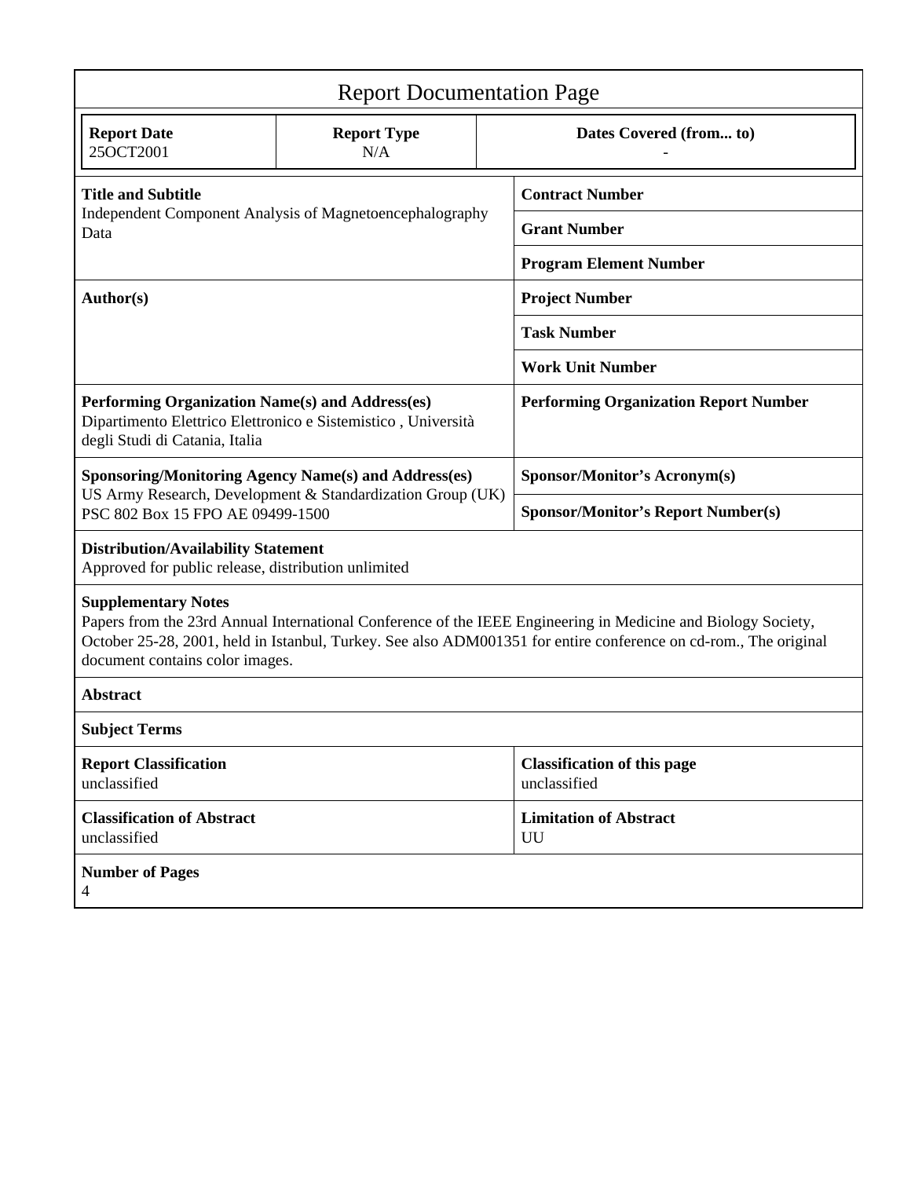# Report Documentation Page

| Report Date | Report Type | Dates Covered (from... to) |
|---|---|---|
| 25OCT2001 | N/A | - |

| | |
|---|---|
| **Title and Subtitle**<br>Independent Component Analysis of Magnetoencephalography Data | **Contract Number** |
| | **Grant Number** |
| | **Program Element Number** |
| **Author(s)** | **Project Number** |
| | **Task Number** |
| | **Work Unit Number** |
| **Performing Organization Name(s) and Address(es)**<br>Dipartimento Elettrico Elettronico e Sistemistico , Università degli Studi di Catania, Italia | **Performing Organization Report Number** |
| **Sponsoring/Monitoring Agency Name(s) and Address(es)**<br>US Army Research, Development & Standardization Group (UK) PSC 802 Box 15 FPO AE 09499-1500 | **Sponsor/Monitor's Acronym(s)** |
| | **Sponsor/Monitor's Report Number(s)** |

**Distribution/Availability Statement**
Approved for public release, distribution unlimited

**Supplementary Notes**
Papers from the 23rd Annual International Conference of the IEEE Engineering in Medicine and Biology Society, October 25-28, 2001, held in Istanbul, Turkey. See also ADM001351 for entire conference on cd-rom., The original document contains color images.

**Abstract**

**Subject Terms**

| | |
|---|---|
| **Report Classification**<br>unclassified | **Classification of this page**<br>unclassified |
| **Classification of Abstract**<br>unclassified | **Limitation of Abstract**<br>UU |

**Number of Pages**
4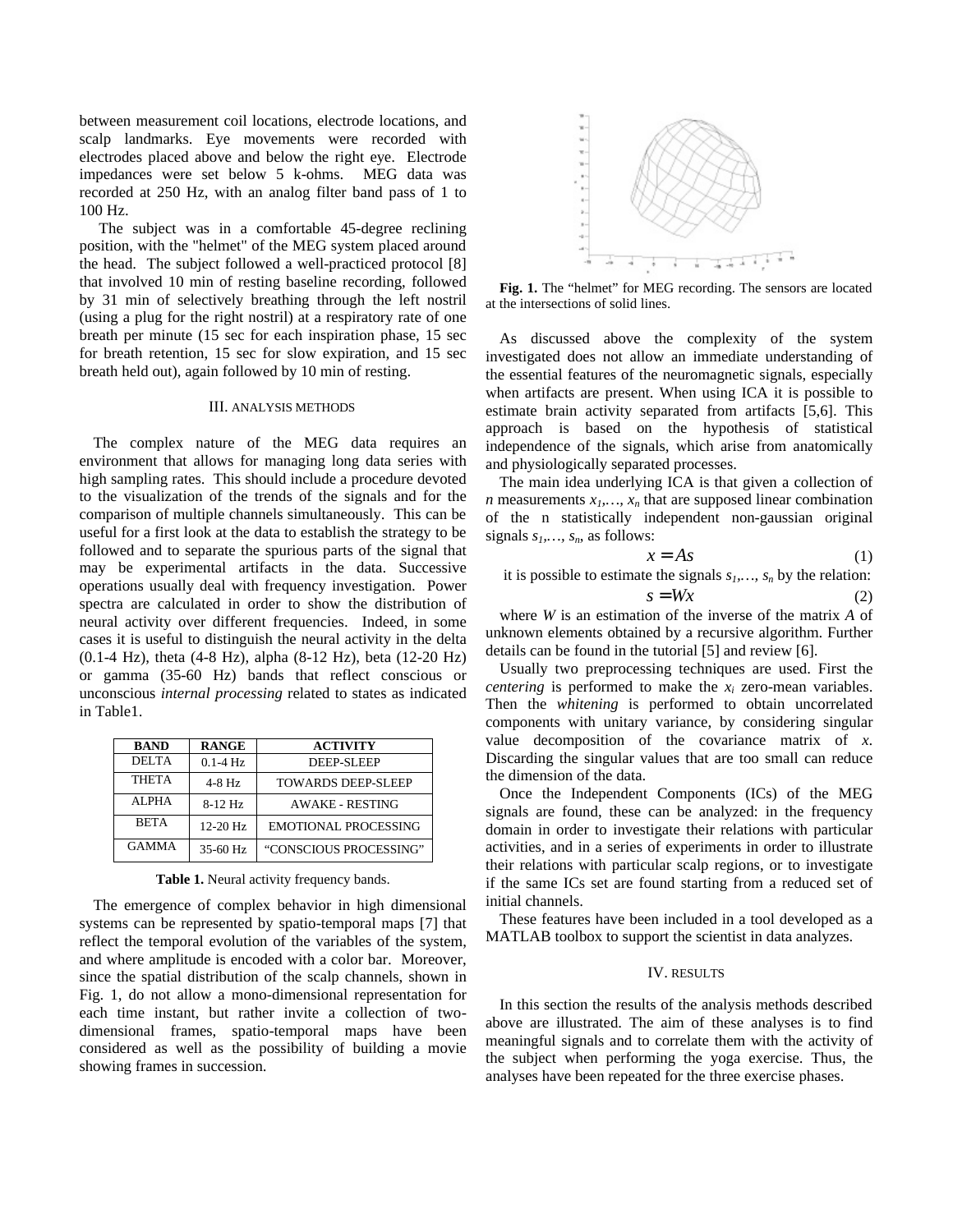between measurement coil locations, electrode locations, and scalp landmarks. Eye movements were recorded with electrodes placed above and below the right eye. Electrode impedances were set below 5 k-ohms. MEG data was recorded at 250 Hz, with an analog filter band pass of 1 to 100 Hz.

The subject was in a comfortable 45-degree reclining position, with the "helmet" of the MEG system placed around the head. The subject followed a well-practiced protocol [8] that involved 10 min of resting baseline recording, followed by 31 min of selectively breathing through the left nostril (using a plug for the right nostril) at a respiratory rate of one breath per minute (15 sec for each inspiration phase, 15 sec for breath retention, 15 sec for slow expiration, and 15 sec breath held out), again followed by 10 min of resting.

## III. Analysis Methods

The complex nature of the MEG data requires an environment that allows for managing long data series with high sampling rates. This should include a procedure devoted to the visualization of the trends of the signals and for the comparison of multiple channels simultaneously. This can be useful for a first look at the data to establish the strategy to be followed and to separate the spurious parts of the signal that may be experimental artifacts in the data. Successive operations usually deal with frequency investigation. Power spectra are calculated in order to show the distribution of neural activity over different frequencies. Indeed, in some cases it is useful to distinguish the neural activity in the delta (0.1-4 Hz), theta (4-8 Hz), alpha (8-12 Hz), beta (12-20 Hz) or gamma (35-60 Hz) bands that reflect conscious or unconscious *internal processing* related to states as indicated in Table1.

| BAND | RANGE | ACTIVITY |
|---|---|---|
| DELTA | 0.1-4 Hz | DEEP-SLEEP |
| THETA | 4-8 Hz | TOWARDS DEEP-SLEEP |
| ALPHA | 8-12 Hz | AWAKE - RESTING |
| BETA | 12-20 Hz | EMOTIONAL PROCESSING |
| GAMMA | 35-60 Hz | “CONSCIOUS PROCESSING” |

**Table 1.** Neural activity frequency bands.

The emergence of complex behavior in high dimensional systems can be represented by spatio-temporal maps [7] that reflect the temporal evolution of the variables of the system, and where amplitude is encoded with a color bar. Moreover, since the spatial distribution of the scalp channels, shown in Fig. 1, do not allow a mono-dimensional representation for each time instant, but rather invite a collection of two-dimensional frames, spatio-temporal maps have been considered as well as the possibility of building a movie showing frames in succession.

**Fig. 1.** The “helmet” for MEG recording. The sensors are located at the intersections of solid lines.

As discussed above the complexity of the system investigated does not allow an immediate understanding of the essential features of the neuromagnetic signals, especially when artifacts are present. When using ICA it is possible to estimate brain activity separated from artifacts [5,6]. This approach is based on the hypothesis of statistical independence of the signals, which arise from anatomically and physiologically separated processes.

The main idea underlying ICA is that given a collection of $n$ measurements $x_1,\ldots, x_n$ that are supposed linear combination of the n statistically independent non-gaussian original signals $s_1,\ldots, s_n$, as follows:

$$x = As \tag{1}$$

it is possible to estimate the signals $s_1,\ldots, s_n$ by the relation:

$$s = Wx \tag{2}$$

where $W$ is an estimation of the inverse of the matrix $A$ of unknown elements obtained by a recursive algorithm. Further details can be found in the tutorial [5] and review [6].

Usually two preprocessing techniques are used. First the *centering* is performed to make the $x_i$ zero-mean variables. Then the *whitening* is performed to obtain uncorrelated components with unitary variance, by considering singular value decomposition of the covariance matrix of $x$. Discarding the singular values that are too small can reduce the dimension of the data.

Once the Independent Components (ICs) of the MEG signals are found, these can be analyzed: in the frequency domain in order to investigate their relations with particular activities, and in a series of experiments in order to illustrate their relations with particular scalp regions, or to investigate if the same ICs set are found starting from a reduced set of initial channels.

These features have been included in a tool developed as a MATLAB toolbox to support the scientist in data analyzes.

## IV. Results

In this section the results of the analysis methods described above are illustrated. The aim of these analyses is to find meaningful signals and to correlate them with the activity of the subject when performing the yoga exercise. Thus, the analyses have been repeated for the three exercise phases.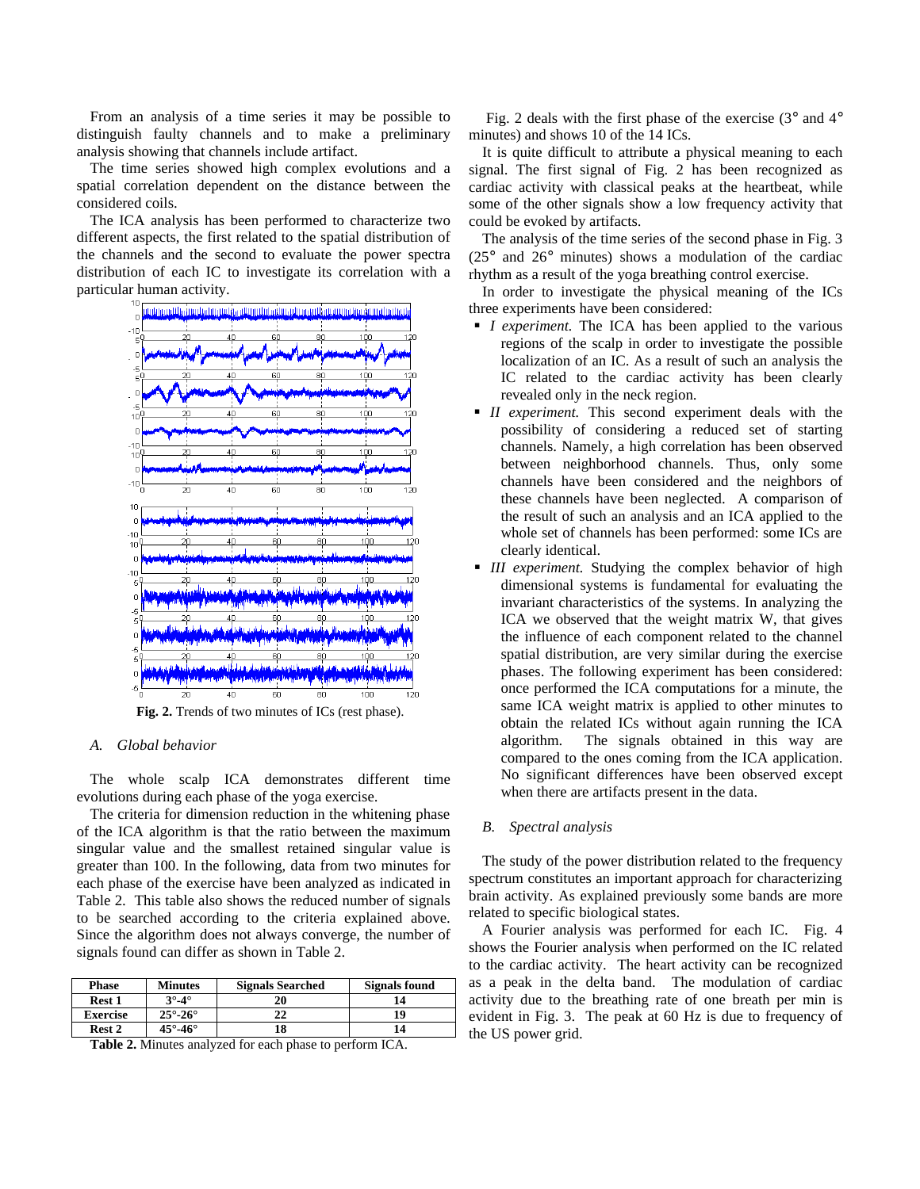From an analysis of a time series it may be possible to distinguish faulty channels and to make a preliminary analysis showing that channels include artifact.

The time series showed high complex evolutions and a spatial correlation dependent on the distance between the considered coils.

The ICA analysis has been performed to characterize two different aspects, the first related to the spatial distribution of the channels and the second to evaluate the power spectra distribution of each IC to investigate its correlation with a particular human activity.

**Fig. 2.** Trends of two minutes of ICs (rest phase).

### *A. Global behavior*

The whole scalp ICA demonstrates different time evolutions during each phase of the yoga exercise.

The criteria for dimension reduction in the whitening phase of the ICA algorithm is that the ratio between the maximum singular value and the smallest retained singular value is greater than 100. In the following, data from two minutes for each phase of the exercise have been analyzed as indicated in Table 2. This table also shows the reduced number of signals to be searched according to the criteria explained above. Since the algorithm does not always converge, the number of signals found can differ as shown in Table 2.

| Phase | Minutes | Signals Searched | Signals found |
|---|---|---|---|
| Rest 1 | 3°-4° | 20 | 14 |
| Exercise | 25°-26° | 22 | 19 |
| Rest 2 | 45°-46° | 18 | 14 |

**Table 2.** Minutes analyzed for each phase to perform ICA.

Fig. 2 deals with the first phase of the exercise (3° and 4° minutes) and shows 10 of the 14 ICs.

It is quite difficult to attribute a physical meaning to each signal. The first signal of Fig. 2 has been recognized as cardiac activity with classical peaks at the heartbeat, while some of the other signals show a low frequency activity that could be evoked by artifacts.

The analysis of the time series of the second phase in Fig. 3 (25° and 26° minutes) shows a modulation of the cardiac rhythm as a result of the yoga breathing control exercise.

In order to investigate the physical meaning of the ICs three experiments have been considered:

- *I experiment.* The ICA has been applied to the various regions of the scalp in order to investigate the possible localization of an IC. As a result of such an analysis the IC related to the cardiac activity has been clearly revealed only in the neck region.
- *II experiment.* This second experiment deals with the possibility of considering a reduced set of starting channels. Namely, a high correlation has been observed between neighborhood channels. Thus, only some channels have been considered and the neighbors of these channels have been neglected. A comparison of the result of such an analysis and an ICA applied to the whole set of channels has been performed: some ICs are clearly identical.
- *III experiment.* Studying the complex behavior of high dimensional systems is fundamental for evaluating the invariant characteristics of the systems. In analyzing the ICA we observed that the weight matrix W, that gives the influence of each component related to the channel spatial distribution, are very similar during the exercise phases. The following experiment has been considered: once performed the ICA computations for a minute, the same ICA weight matrix is applied to other minutes to obtain the related ICs without again running the ICA algorithm. The signals obtained in this way are compared to the ones coming from the ICA application. No significant differences have been observed except when there are artifacts present in the data.

### *B. Spectral analysis*

The study of the power distribution related to the frequency spectrum constitutes an important approach for characterizing brain activity. As explained previously some bands are more related to specific biological states.

A Fourier analysis was performed for each IC. Fig. 4 shows the Fourier analysis when performed on the IC related to the cardiac activity. The heart activity can be recognized as a peak in the delta band. The modulation of cardiac activity due to the breathing rate of one breath per min is evident in Fig. 3. The peak at 60 Hz is due to frequency of the US power grid.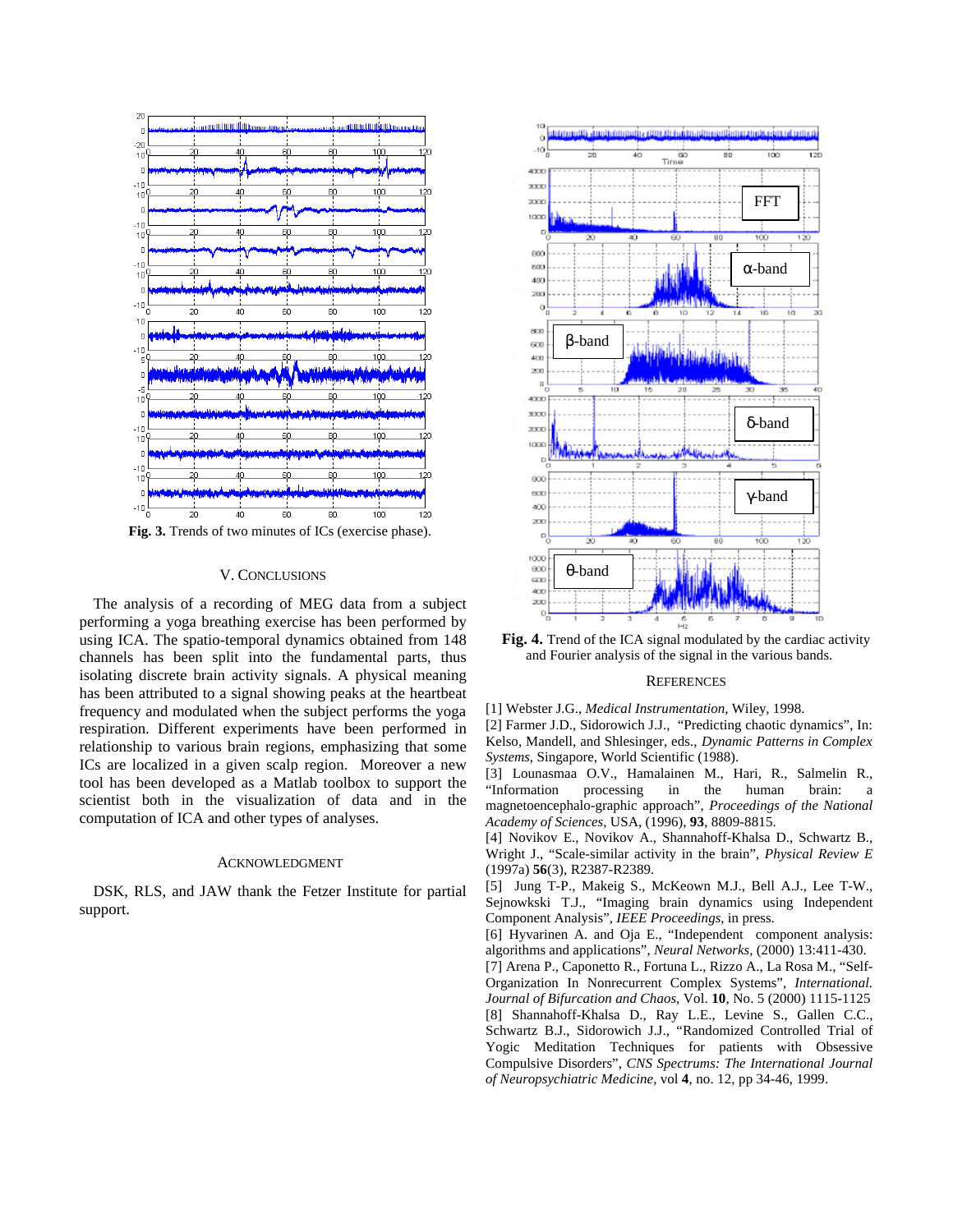Fig. 3. Trends of two minutes of ICs (exercise phase).

FFT

α-band

β-band

δ-band

γ-band

θ-band

**Fig. 4.** Trend of the ICA signal modulated by the cardiac activity and Fourier analysis of the signal in the various bands.

## V. Conclusions

The analysis of a recording of MEG data from a subject performing a yoga breathing exercise has been performed by using ICA. The spatio-temporal dynamics obtained from 148 channels has been split into the fundamental parts, thus isolating discrete brain activity signals. A physical meaning has been attributed to a signal showing peaks at the heartbeat frequency and modulated when the subject performs the yoga respiration. Different experiments have been performed in relationship to various brain regions, emphasizing that some ICs are localized in a given scalp region. Moreover a new tool has been developed as a Matlab toolbox to support the scientist both in the visualization of data and in the computation of ICA and other types of analyses.

## Acknowledgment

DSK, RLS, and JAW thank the Fetzer Institute for partial support.

## References

[1] Webster J.G., *Medical Instrumentation*, Wiley, 1998.

[2] Farmer J.D., Sidorowich J.J., "Predicting chaotic dynamics", In: Kelso, Mandell, and Shlesinger, eds., *Dynamic Patterns in Complex Systems*, Singapore, World Scientific (1988).

[3] Lounasmaa O.V., Hamalainen M., Hari, R., Salmelin R., "Information processing in the human brain: a magnetoencephalo-graphic approach", *Proceedings of the National Academy of Sciences*, USA, (1996), **93**, 8809-8815.

[4] Novikov E., Novikov A., Shannahoff-Khalsa D., Schwartz B., Wright J., "Scale-similar activity in the brain", *Physical Review E* (1997a) **56**(3), R2387-R2389.

[5] Jung T-P., Makeig S., McKeown M.J., Bell A.J., Lee T-W., Sejnowkski T.J., "Imaging brain dynamics using Independent Component Analysis", *IEEE Proceedings*, in press.

[6] Hyvarinen A. and Oja E., "Independent component analysis: algorithms and applications", *Neural Networks*, (2000) 13:411-430.

[7] Arena P., Caponetto R., Fortuna L., Rizzo A., La Rosa M., "Self-Organization In Nonrecurrent Complex Systems", *International. Journal of Bifurcation and Chaos*, Vol. **10**, No. 5 (2000) 1115-1125

[8] Shannahoff-Khalsa D., Ray L.E., Levine S., Gallen C.C., Schwartz B.J., Sidorowich J.J., "Randomized Controlled Trial of Yogic Meditation Techniques for patients with Obsessive Compulsive Disorders", *CNS Spectrums: The International Journal of Neuropsychiatric Medicine*, vol **4**, no. 12, pp 34-46, 1999.